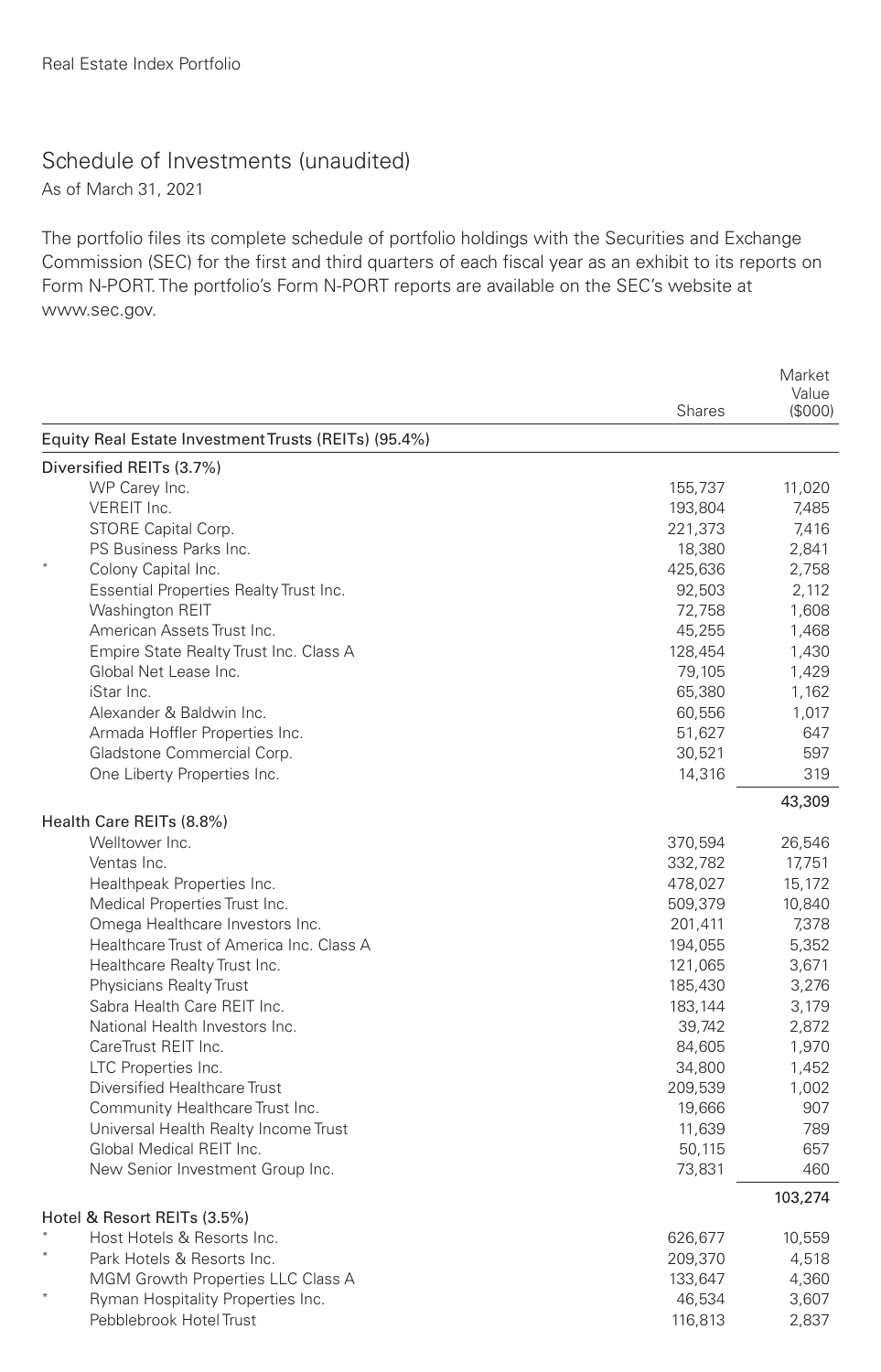Real Estate Index Portfolio

# Schedule of Investments (unaudited)

As of March 31, 2021

The portfolio files its complete schedule of portfolio holdings with the Securities and Exchange Commission (SEC) for the first and third quarters of each fiscal year as an exhibit to its reports on Form N-PORT. The portfolio's Form N-PORT reports are available on the SEC's website at www.sec.gov.

| | | Shares | Market Value ($000) |
|---|---|---|---|
| **Equity Real Estate Investment Trusts (REITs) (95.4%)** | | | |
| Diversified REITs (3.7%) | | | |
| | WP Carey Inc. | 155,737 | 11,020 |
| | VEREIT Inc. | 193,804 | 7,485 |
| | STORE Capital Corp. | 221,373 | 7,416 |
| | PS Business Parks Inc. | 18,380 | 2,841 |
| * | Colony Capital Inc. | 425,636 | 2,758 |
| | Essential Properties Realty Trust Inc. | 92,503 | 2,112 |
| | Washington REIT | 72,758 | 1,608 |
| | American Assets Trust Inc. | 45,255 | 1,468 |
| | Empire State Realty Trust Inc. Class A | 128,454 | 1,430 |
| | Global Net Lease Inc. | 79,105 | 1,429 |
| | iStar Inc. | 65,380 | 1,162 |
| | Alexander & Baldwin Inc. | 60,556 | 1,017 |
| | Armada Hoffler Properties Inc. | 51,627 | 647 |
| | Gladstone Commercial Corp. | 30,521 | 597 |
| | One Liberty Properties Inc. | 14,316 | 319 |
| | | | 43,309 |
| Health Care REITs (8.8%) | | | |
| | Welltower Inc. | 370,594 | 26,546 |
| | Ventas Inc. | 332,782 | 17,751 |
| | Healthpeak Properties Inc. | 478,027 | 15,172 |
| | Medical Properties Trust Inc. | 509,379 | 10,840 |
| | Omega Healthcare Investors Inc. | 201,411 | 7,378 |
| | Healthcare Trust of America Inc. Class A | 194,055 | 5,352 |
| | Healthcare Realty Trust Inc. | 121,065 | 3,671 |
| | Physicians Realty Trust | 185,430 | 3,276 |
| | Sabra Health Care REIT Inc. | 183,144 | 3,179 |
| | National Health Investors Inc. | 39,742 | 2,872 |
| | CareTrust REIT Inc. | 84,605 | 1,970 |
| | LTC Properties Inc. | 34,800 | 1,452 |
| | Diversified Healthcare Trust | 209,539 | 1,002 |
| | Community Healthcare Trust Inc. | 19,666 | 907 |
| | Universal Health Realty Income Trust | 11,639 | 789 |
| | Global Medical REIT Inc. | 50,115 | 657 |
| | New Senior Investment Group Inc. | 73,831 | 460 |
| | | | 103,274 |
| Hotel & Resort REITs (3.5%) | | | |
| * | Host Hotels & Resorts Inc. | 626,677 | 10,559 |
| * | Park Hotels & Resorts Inc. | 209,370 | 4,518 |
| | MGM Growth Properties LLC Class A | 133,647 | 4,360 |
| * | Ryman Hospitality Properties Inc. | 46,534 | 3,607 |
| | Pebblebrook Hotel Trust | 116,813 | 2,837 |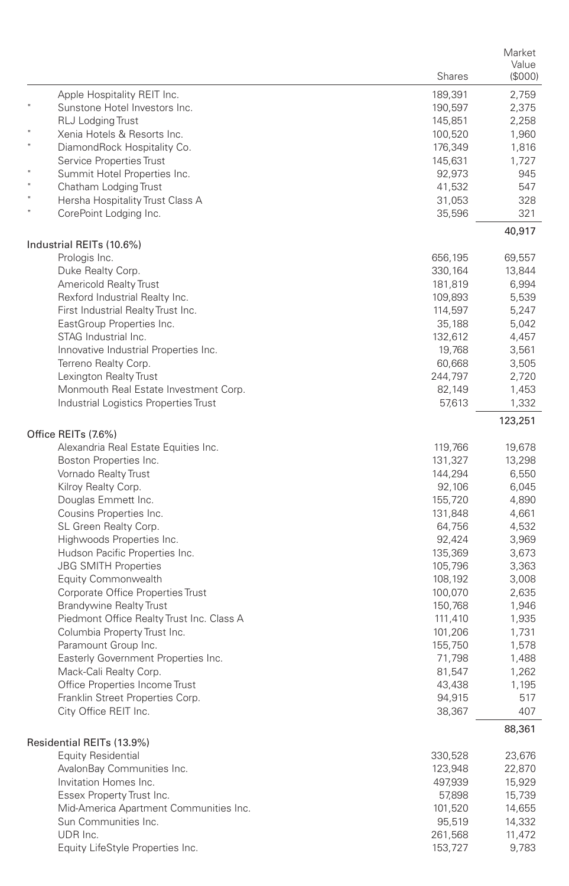| | | Shares | Market Value ($000) |
|---|---|---|---|
| | Apple Hospitality REIT Inc. | 189,391 | 2,759 |
| * | Sunstone Hotel Investors Inc. | 190,597 | 2,375 |
| | RLJ Lodging Trust | 145,851 | 2,258 |
| * | Xenia Hotels & Resorts Inc. | 100,520 | 1,960 |
| * | DiamondRock Hospitality Co. | 176,349 | 1,816 |
| | Service Properties Trust | 145,631 | 1,727 |
| * | Summit Hotel Properties Inc. | 92,973 | 945 |
| * | Chatham Lodging Trust | 41,532 | 547 |
| * | Hersha Hospitality Trust Class A | 31,053 | 328 |
| * | CorePoint Lodging Inc. | 35,596 | 321 |
| | | | 40,917 |
| Industrial REITs (10.6%) | | | |
| | Prologis Inc. | 656,195 | 69,557 |
| | Duke Realty Corp. | 330,164 | 13,844 |
| | Americold Realty Trust | 181,819 | 6,994 |
| | Rexford Industrial Realty Inc. | 109,893 | 5,539 |
| | First Industrial Realty Trust Inc. | 114,597 | 5,247 |
| | EastGroup Properties Inc. | 35,188 | 5,042 |
| | STAG Industrial Inc. | 132,612 | 4,457 |
| | Innovative Industrial Properties Inc. | 19,768 | 3,561 |
| | Terreno Realty Corp. | 60,668 | 3,505 |
| | Lexington Realty Trust | 244,797 | 2,720 |
| | Monmouth Real Estate Investment Corp. | 82,149 | 1,453 |
| | Industrial Logistics Properties Trust | 57,613 | 1,332 |
| | | | 123,251 |
| Office REITs (7.6%) | | | |
| | Alexandria Real Estate Equities Inc. | 119,766 | 19,678 |
| | Boston Properties Inc. | 131,327 | 13,298 |
| | Vornado Realty Trust | 144,294 | 6,550 |
| | Kilroy Realty Corp. | 92,106 | 6,045 |
| | Douglas Emmett Inc. | 155,720 | 4,890 |
| | Cousins Properties Inc. | 131,848 | 4,661 |
| | SL Green Realty Corp. | 64,756 | 4,532 |
| | Highwoods Properties Inc. | 92,424 | 3,969 |
| | Hudson Pacific Properties Inc. | 135,369 | 3,673 |
| | JBG SMITH Properties | 105,796 | 3,363 |
| | Equity Commonwealth | 108,192 | 3,008 |
| | Corporate Office Properties Trust | 100,070 | 2,635 |
| | Brandywine Realty Trust | 150,768 | 1,946 |
| | Piedmont Office Realty Trust Inc. Class A | 111,410 | 1,935 |
| | Columbia Property Trust Inc. | 101,206 | 1,731 |
| | Paramount Group Inc. | 155,750 | 1,578 |
| | Easterly Government Properties Inc. | 71,798 | 1,488 |
| | Mack-Cali Realty Corp. | 81,547 | 1,262 |
| | Office Properties Income Trust | 43,438 | 1,195 |
| | Franklin Street Properties Corp. | 94,915 | 517 |
| | City Office REIT Inc. | 38,367 | 407 |
| | | | 88,361 |
| Residential REITs (13.9%) | | | |
| | Equity Residential | 330,528 | 23,676 |
| | AvalonBay Communities Inc. | 123,948 | 22,870 |
| | Invitation Homes Inc. | 497,939 | 15,929 |
| | Essex Property Trust Inc. | 57,898 | 15,739 |
| | Mid-America Apartment Communities Inc. | 101,520 | 14,655 |
| | Sun Communities Inc. | 95,519 | 14,332 |
| | UDR Inc. | 261,568 | 11,472 |
| | Equity LifeStyle Properties Inc. | 153,727 | 9,783 |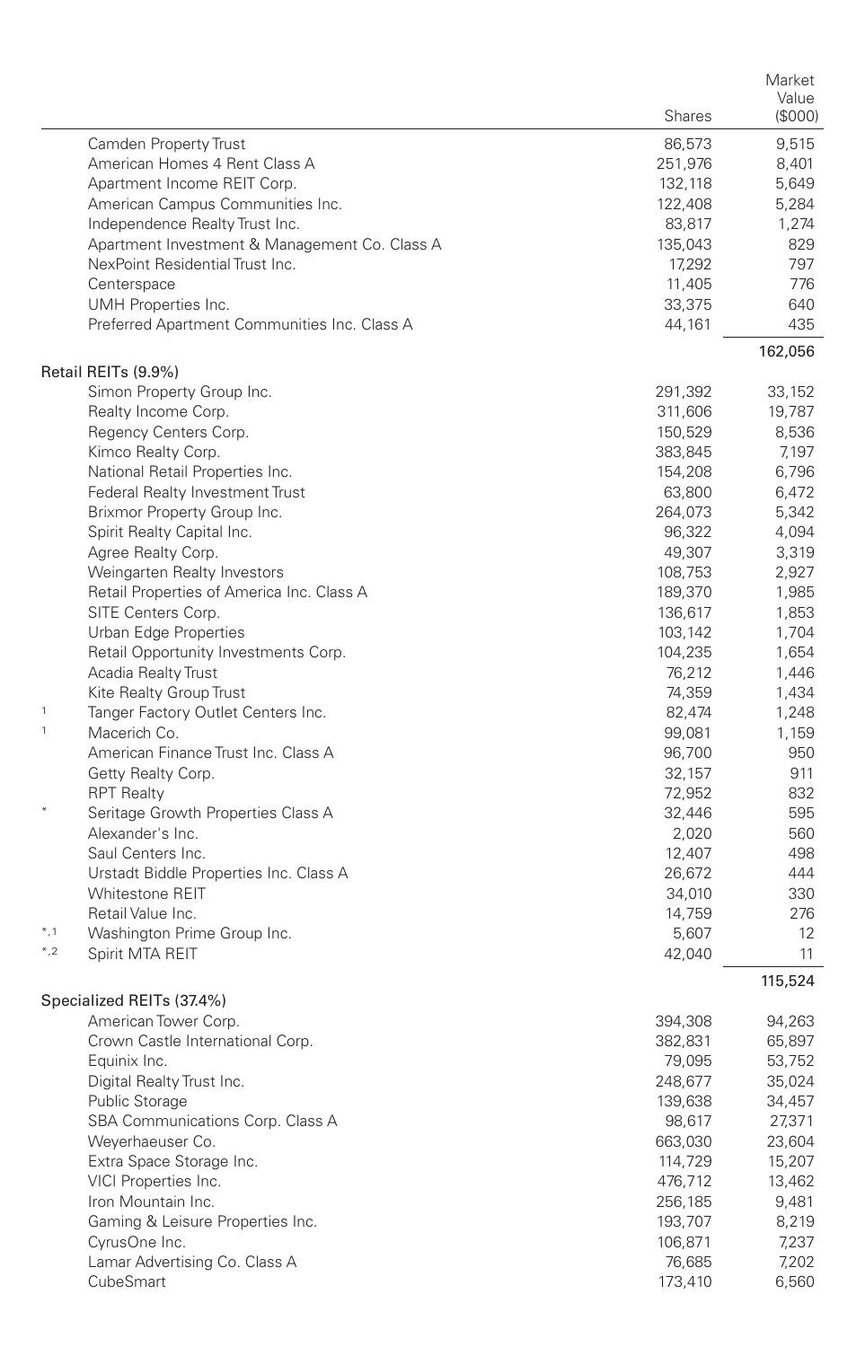| | | Shares | Market Value ($000) |
|---|---|---|---|
| | Camden Property Trust | 86,573 | 9,515 |
| | American Homes 4 Rent Class A | 251,976 | 8,401 |
| | Apartment Income REIT Corp. | 132,118 | 5,649 |
| | American Campus Communities Inc. | 122,408 | 5,284 |
| | Independence Realty Trust Inc. | 83,817 | 1,274 |
| | Apartment Investment & Management Co. Class A | 135,043 | 829 |
| | NexPoint Residential Trust Inc. | 17,292 | 797 |
| | Centerspace | 11,405 | 776 |
| | UMH Properties Inc. | 33,375 | 640 |
| | Preferred Apartment Communities Inc. Class A | 44,161 | 435 |
| | | | 162,056 |
| Retail REITs (9.9%) | | | |
| | Simon Property Group Inc. | 291,392 | 33,152 |
| | Realty Income Corp. | 311,606 | 19,787 |
| | Regency Centers Corp. | 150,529 | 8,536 |
| | Kimco Realty Corp. | 383,845 | 7,197 |
| | National Retail Properties Inc. | 154,208 | 6,796 |
| | Federal Realty Investment Trust | 63,800 | 6,472 |
| | Brixmor Property Group Inc. | 264,073 | 5,342 |
| | Spirit Realty Capital Inc. | 96,322 | 4,094 |
| | Agree Realty Corp. | 49,307 | 3,319 |
| | Weingarten Realty Investors | 108,753 | 2,927 |
| | Retail Properties of America Inc. Class A | 189,370 | 1,985 |
| | SITE Centers Corp. | 136,617 | 1,853 |
| | Urban Edge Properties | 103,142 | 1,704 |
| | Retail Opportunity Investments Corp. | 104,235 | 1,654 |
| | Acadia Realty Trust | 76,212 | 1,446 |
| | Kite Realty Group Trust | 74,359 | 1,434 |
| 1 | Tanger Factory Outlet Centers Inc. | 82,474 | 1,248 |
| 1 | Macerich Co. | 99,081 | 1,159 |
| | American Finance Trust Inc. Class A | 96,700 | 950 |
| | Getty Realty Corp. | 32,157 | 911 |
| | RPT Realty | 72,952 | 832 |
| * | Seritage Growth Properties Class A | 32,446 | 595 |
| | Alexander's Inc. | 2,020 | 560 |
| | Saul Centers Inc. | 12,407 | 498 |
| | Urstadt Biddle Properties Inc. Class A | 26,672 | 444 |
| | Whitestone REIT | 34,010 | 330 |
| | Retail Value Inc. | 14,759 | 276 |
| *,1 | Washington Prime Group Inc. | 5,607 | 12 |
| *,2 | Spirit MTA REIT | 42,040 | 11 |
| | | | 115,524 |
| Specialized REITs (37.4%) | | | |
| | American Tower Corp. | 394,308 | 94,263 |
| | Crown Castle International Corp. | 382,831 | 65,897 |
| | Equinix Inc. | 79,095 | 53,752 |
| | Digital Realty Trust Inc. | 248,677 | 35,024 |
| | Public Storage | 139,638 | 34,457 |
| | SBA Communications Corp. Class A | 98,617 | 27,371 |
| | Weyerhaeuser Co. | 663,030 | 23,604 |
| | Extra Space Storage Inc. | 114,729 | 15,207 |
| | VICI Properties Inc. | 476,712 | 13,462 |
| | Iron Mountain Inc. | 256,185 | 9,481 |
| | Gaming & Leisure Properties Inc. | 193,707 | 8,219 |
| | CyrusOne Inc. | 106,871 | 7,237 |
| | Lamar Advertising Co. Class A | 76,685 | 7,202 |
| | CubeSmart | 173,410 | 6,560 |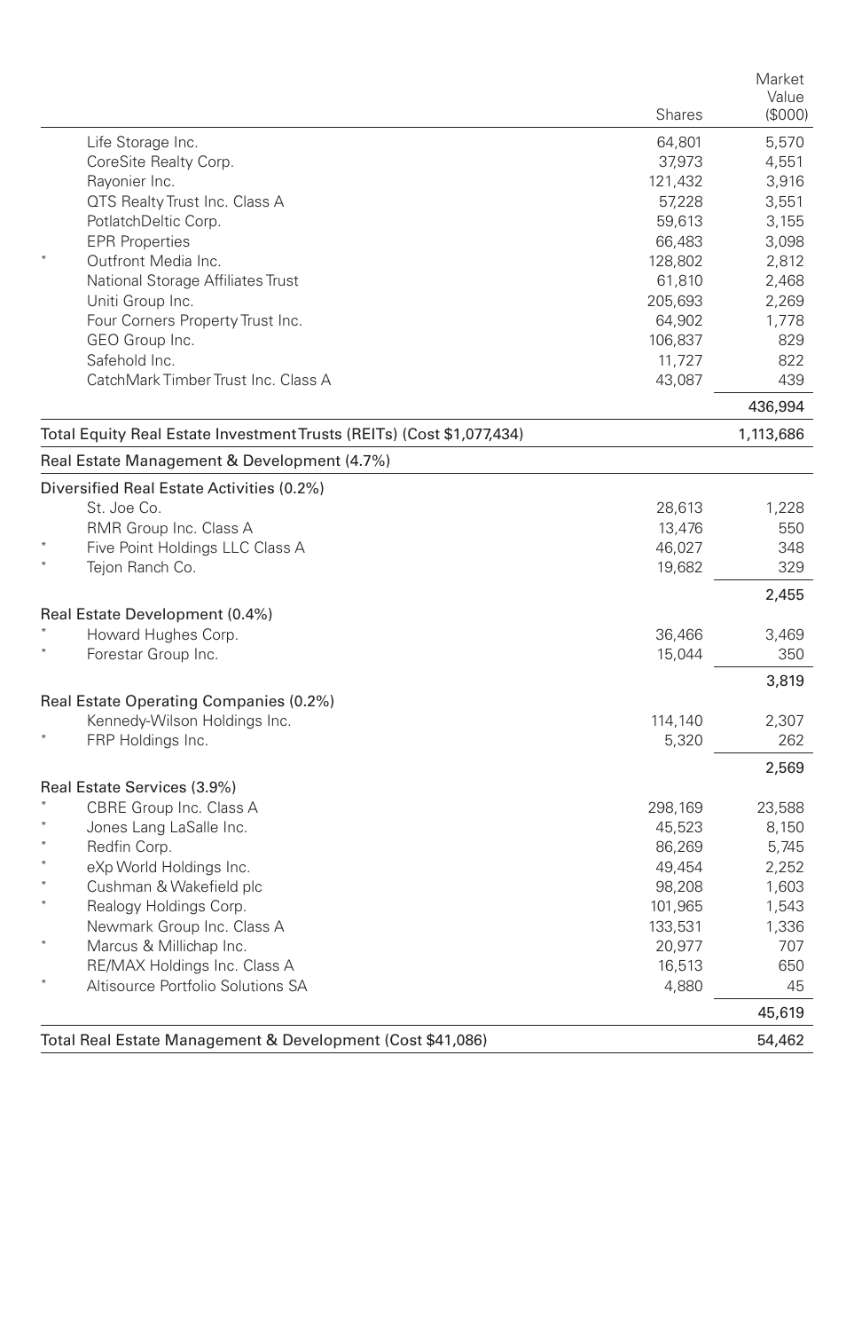| | | Shares | Market Value ($000) |
|---|---|---|---|
| | Life Storage Inc. | 64,801 | 5,570 |
| | CoreSite Realty Corp. | 37,973 | 4,551 |
| | Rayonier Inc. | 121,432 | 3,916 |
| | QTS Realty Trust Inc. Class A | 57,228 | 3,551 |
| | PotlatchDeltic Corp. | 59,613 | 3,155 |
| | EPR Properties | 66,483 | 3,098 |
| * | Outfront Media Inc. | 128,802 | 2,812 |
| | National Storage Affiliates Trust | 61,810 | 2,468 |
| | Uniti Group Inc. | 205,693 | 2,269 |
| | Four Corners Property Trust Inc. | 64,902 | 1,778 |
| | GEO Group Inc. | 106,837 | 829 |
| | Safehold Inc. | 11,727 | 822 |
| | CatchMark Timber Trust Inc. Class A | 43,087 | 439 |
| | | | 436,994 |
| Total Equity Real Estate Investment Trusts (REITs) (Cost $1,077,434) | | | 1,113,686 |
| Real Estate Management & Development (4.7%) | | | |
| Diversified Real Estate Activities (0.2%) | | | |
| | St. Joe Co. | 28,613 | 1,228 |
| | RMR Group Inc. Class A | 13,476 | 550 |
| * | Five Point Holdings LLC Class A | 46,027 | 348 |
| * | Tejon Ranch Co. | 19,682 | 329 |
| | | | 2,455 |
| Real Estate Development (0.4%) | | | |
| * | Howard Hughes Corp. | 36,466 | 3,469 |
| * | Forestar Group Inc. | 15,044 | 350 |
| | | | 3,819 |
| Real Estate Operating Companies (0.2%) | | | |
| | Kennedy-Wilson Holdings Inc. | 114,140 | 2,307 |
| * | FRP Holdings Inc. | 5,320 | 262 |
| | | | 2,569 |
| Real Estate Services (3.9%) | | | |
| * | CBRE Group Inc. Class A | 298,169 | 23,588 |
| * | Jones Lang LaSalle Inc. | 45,523 | 8,150 |
| * | Redfin Corp. | 86,269 | 5,745 |
| * | eXp World Holdings Inc. | 49,454 | 2,252 |
| * | Cushman & Wakefield plc | 98,208 | 1,603 |
| * | Realogy Holdings Corp. | 101,965 | 1,543 |
| | Newmark Group Inc. Class A | 133,531 | 1,336 |
| * | Marcus & Millichap Inc. | 20,977 | 707 |
| | RE/MAX Holdings Inc. Class A | 16,513 | 650 |
| * | Altisource Portfolio Solutions SA | 4,880 | 45 |
| | | | 45,619 |
| Total Real Estate Management & Development (Cost $41,086) | | | 54,462 |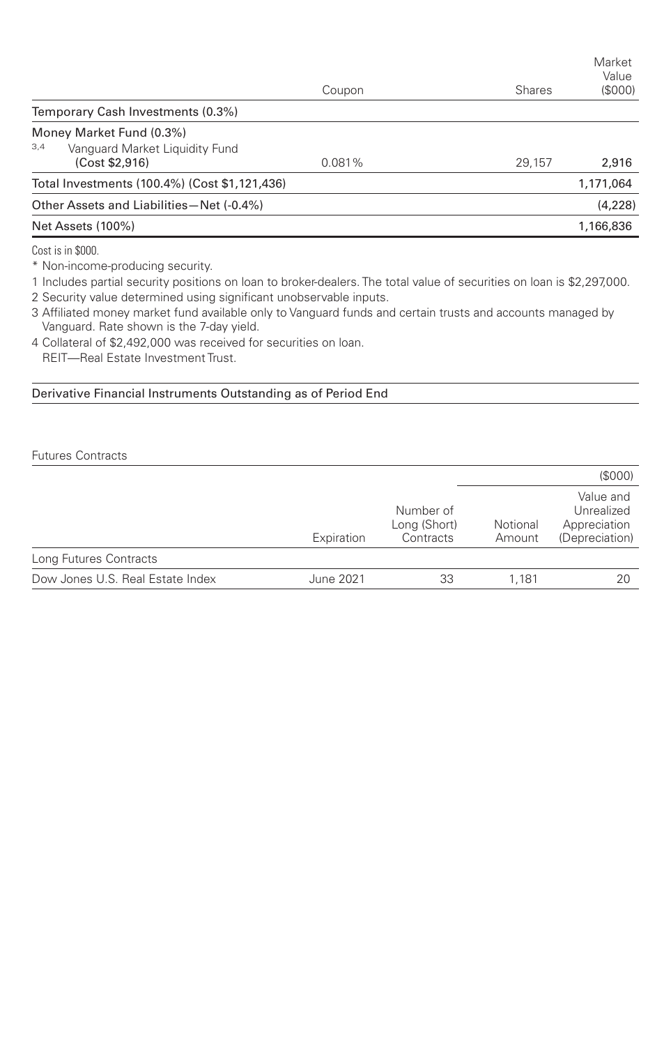| | Coupon | Shares | Market Value ($000) |
|---|---|---|---|
| Temporary Cash Investments (0.3%) | | | |
| Money Market Fund (0.3%) | | | |
| [3,4] Vanguard Market Liquidity Fund (Cost $2,916) | 0.081% | 29,157 | 2,916 |
| Total Investments (100.4%) (Cost $1,121,436) | | | 1,171,064 |
| Other Assets and Liabilities—Net (-0.4%) | | | (4,228) |
| Net Assets (100%) | | | 1,166,836 |

Cost is in $000.

* Non-income-producing security.

1 Includes partial security positions on loan to broker-dealers. The total value of securities on loan is $2,297,000.

2 Security value determined using significant unobservable inputs.

3 Affiliated money market fund available only to Vanguard funds and certain trusts and accounts managed by Vanguard. Rate shown is the 7-day yield.

4 Collateral of $2,492,000 was received for securities on loan.

REIT—Real Estate Investment Trust.

## Derivative Financial Instruments Outstanding as of Period End

Futures Contracts

| | | | | ($000) |
|---|---|---|---|---|
| | Expiration | Number of Long (Short) Contracts | Notional Amount | Value and Unrealized Appreciation (Depreciation) |
| Long Futures Contracts | | | | |
| Dow Jones U.S. Real Estate Index | June 2021 | 33 | 1,181 | 20 |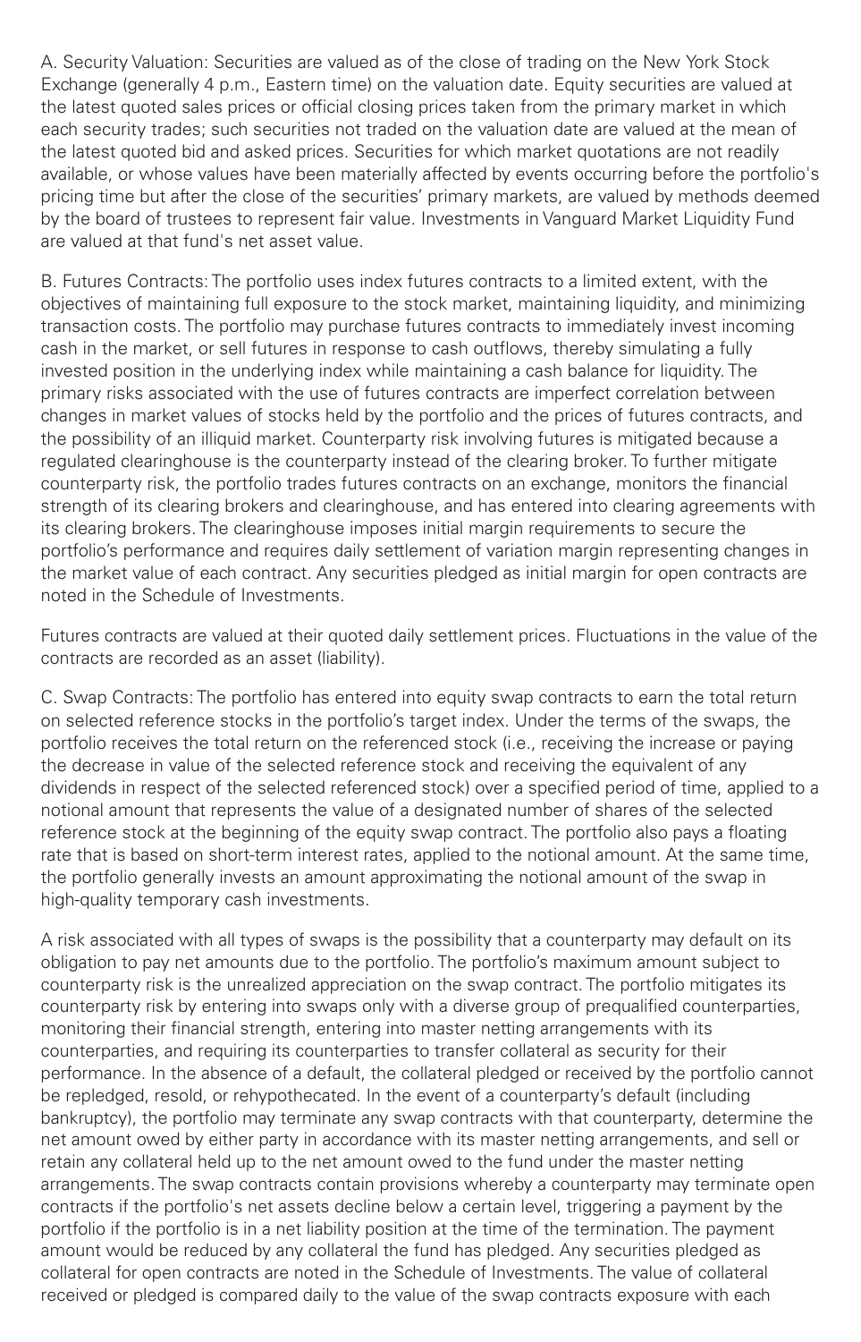A. Security Valuation: Securities are valued as of the close of trading on the New York Stock Exchange (generally 4 p.m., Eastern time) on the valuation date. Equity securities are valued at the latest quoted sales prices or official closing prices taken from the primary market in which each security trades; such securities not traded on the valuation date are valued at the mean of the latest quoted bid and asked prices. Securities for which market quotations are not readily available, or whose values have been materially affected by events occurring before the portfolio's pricing time but after the close of the securities' primary markets, are valued by methods deemed by the board of trustees to represent fair value. Investments in Vanguard Market Liquidity Fund are valued at that fund's net asset value.

B. Futures Contracts: The portfolio uses index futures contracts to a limited extent, with the objectives of maintaining full exposure to the stock market, maintaining liquidity, and minimizing transaction costs. The portfolio may purchase futures contracts to immediately invest incoming cash in the market, or sell futures in response to cash outflows, thereby simulating a fully invested position in the underlying index while maintaining a cash balance for liquidity. The primary risks associated with the use of futures contracts are imperfect correlation between changes in market values of stocks held by the portfolio and the prices of futures contracts, and the possibility of an illiquid market. Counterparty risk involving futures is mitigated because a regulated clearinghouse is the counterparty instead of the clearing broker. To further mitigate counterparty risk, the portfolio trades futures contracts on an exchange, monitors the financial strength of its clearing brokers and clearinghouse, and has entered into clearing agreements with its clearing brokers. The clearinghouse imposes initial margin requirements to secure the portfolio's performance and requires daily settlement of variation margin representing changes in the market value of each contract. Any securities pledged as initial margin for open contracts are noted in the Schedule of Investments.

Futures contracts are valued at their quoted daily settlement prices. Fluctuations in the value of the contracts are recorded as an asset (liability).

C. Swap Contracts: The portfolio has entered into equity swap contracts to earn the total return on selected reference stocks in the portfolio's target index. Under the terms of the swaps, the portfolio receives the total return on the referenced stock (i.e., receiving the increase or paying the decrease in value of the selected reference stock and receiving the equivalent of any dividends in respect of the selected referenced stock) over a specified period of time, applied to a notional amount that represents the value of a designated number of shares of the selected reference stock at the beginning of the equity swap contract. The portfolio also pays a floating rate that is based on short-term interest rates, applied to the notional amount. At the same time, the portfolio generally invests an amount approximating the notional amount of the swap in high-quality temporary cash investments.

A risk associated with all types of swaps is the possibility that a counterparty may default on its obligation to pay net amounts due to the portfolio. The portfolio's maximum amount subject to counterparty risk is the unrealized appreciation on the swap contract. The portfolio mitigates its counterparty risk by entering into swaps only with a diverse group of prequalified counterparties, monitoring their financial strength, entering into master netting arrangements with its counterparties, and requiring its counterparties to transfer collateral as security for their performance. In the absence of a default, the collateral pledged or received by the portfolio cannot be repledged, resold, or rehypothecated. In the event of a counterparty's default (including bankruptcy), the portfolio may terminate any swap contracts with that counterparty, determine the net amount owed by either party in accordance with its master netting arrangements, and sell or retain any collateral held up to the net amount owed to the fund under the master netting arrangements. The swap contracts contain provisions whereby a counterparty may terminate open contracts if the portfolio's net assets decline below a certain level, triggering a payment by the portfolio if the portfolio is in a net liability position at the time of the termination. The payment amount would be reduced by any collateral the fund has pledged. Any securities pledged as collateral for open contracts are noted in the Schedule of Investments. The value of collateral received or pledged is compared daily to the value of the swap contracts exposure with each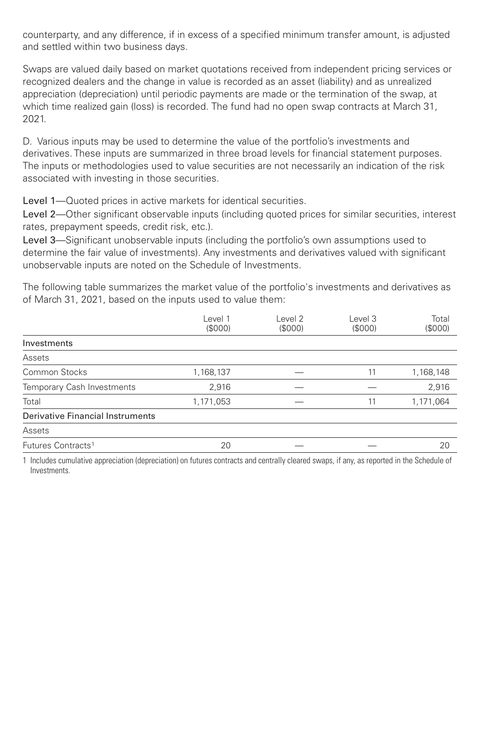counterparty, and any difference, if in excess of a specified minimum transfer amount, is adjusted and settled within two business days.

Swaps are valued daily based on market quotations received from independent pricing services or recognized dealers and the change in value is recorded as an asset (liability) and as unrealized appreciation (depreciation) until periodic payments are made or the termination of the swap, at which time realized gain (loss) is recorded. The fund had no open swap contracts at March 31, 2021.

D. Various inputs may be used to determine the value of the portfolio's investments and derivatives. These inputs are summarized in three broad levels for financial statement purposes. The inputs or methodologies used to value securities are not necessarily an indication of the risk associated with investing in those securities.

Level 1—Quoted prices in active markets for identical securities.
Level 2—Other significant observable inputs (including quoted prices for similar securities, interest rates, prepayment speeds, credit risk, etc.).
Level 3—Significant unobservable inputs (including the portfolio's own assumptions used to determine the fair value of investments). Any investments and derivatives valued with significant unobservable inputs are noted on the Schedule of Investments.

The following table summarizes the market value of the portfolio's investments and derivatives as of March 31, 2021, based on the inputs used to value them:

| | Level 1 ($000) | Level 2 ($000) | Level 3 ($000) | Total ($000) |
|---|---|---|---|---|
| **Investments** | | | | |
| Assets | | | | |
| Common Stocks | 1,168,137 | — | 11 | 1,168,148 |
| Temporary Cash Investments | 2,916 | — | — | 2,916 |
| Total | 1,171,053 | — | 11 | 1,171,064 |
| **Derivative Financial Instruments** | | | | |
| Assets | | | | |
| Futures Contracts[1] | 20 | — | — | 20 |

1 Includes cumulative appreciation (depreciation) on futures contracts and centrally cleared swaps, if any, as reported in the Schedule of Investments.